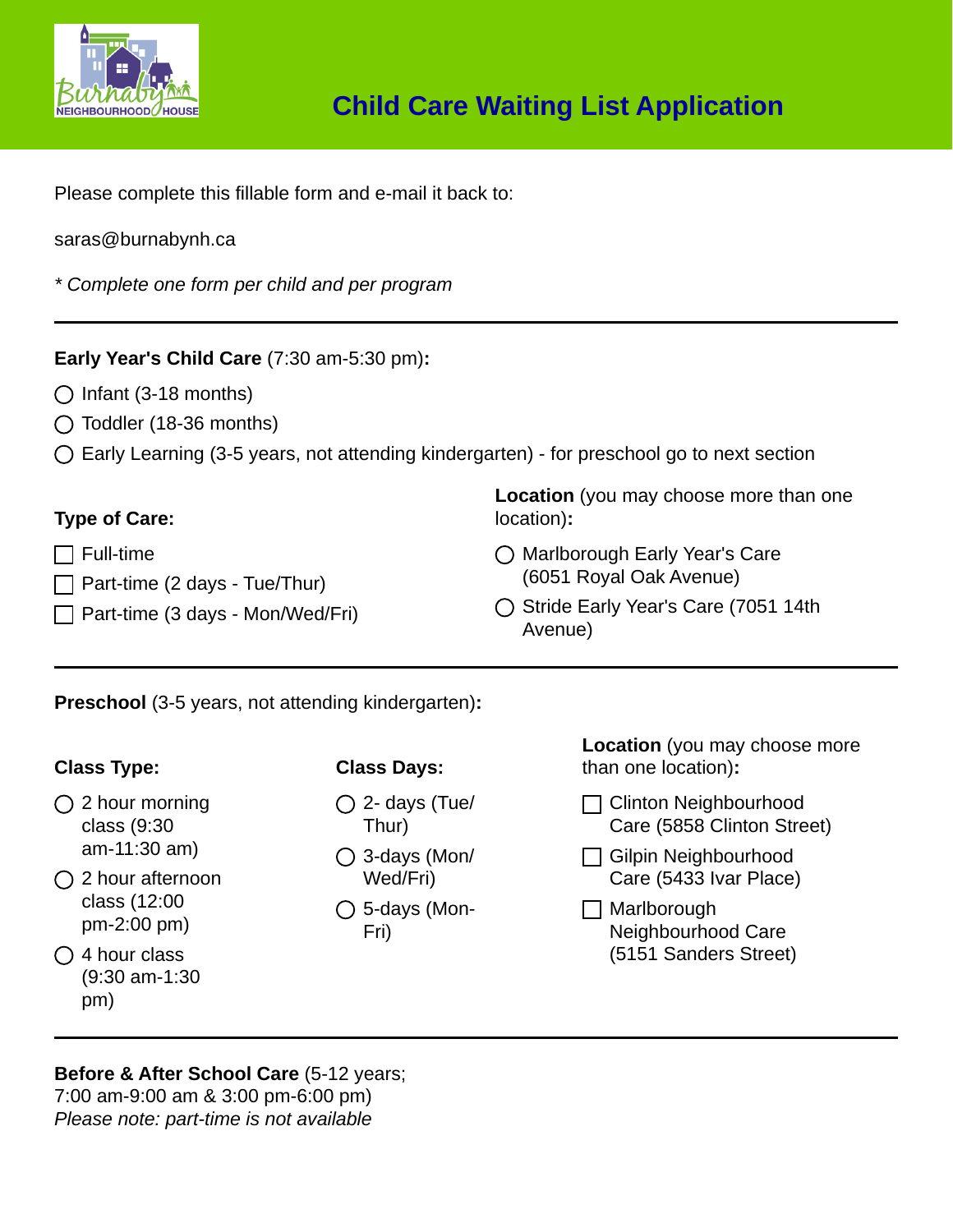# Child Care Waiting List Application

Please complete this fillable form and e-mail it back to:

saras@burnabynh.ca

*\* Complete one form per child and per program*

---

**Early Year's Child Care** (7:30 am-5:30 pm)**:**

- ◯ Infant (3-18 months)
- ◯ Toddler (18-36 months)
- ◯ Early Learning (3-5 years, not attending kindergarten) - for preschool go to next section

**Type of Care:**

- ☐ Full-time
- ☐ Part-time (2 days - Tue/Thur)
- ☐ Part-time (3 days - Mon/Wed/Fri)

**Location** (you may choose more than one location)**:**

- ◯ Marlborough Early Year's Care (6051 Royal Oak Avenue)
- ◯ Stride Early Year's Care (7051 14th Avenue)

---

**Preschool** (3-5 years, not attending kindergarten)**:**

**Class Type:**

- ◯ 2 hour morning class (9:30 am-11:30 am)
- ◯ 2 hour afternoon class (12:00 pm-2:00 pm)
- ◯ 4 hour class (9:30 am-1:30 pm)

**Class Days:**

- ◯ 2- days (Tue/Thur)
- ◯ 3-days (Mon/Wed/Fri)
- ◯ 5-days (Mon-Fri)

**Location** (you may choose more than one location)**:**

- ☐ Clinton Neighbourhood Care (5858 Clinton Street)
- ☐ Gilpin Neighbourhood Care (5433 Ivar Place)
- ☐ Marlborough Neighbourhood Care (5151 Sanders Street)

---

**Before & After School Care** (5-12 years; 7:00 am-9:00 am & 3:00 pm-6:00 pm)
*Please note: part-time is not available*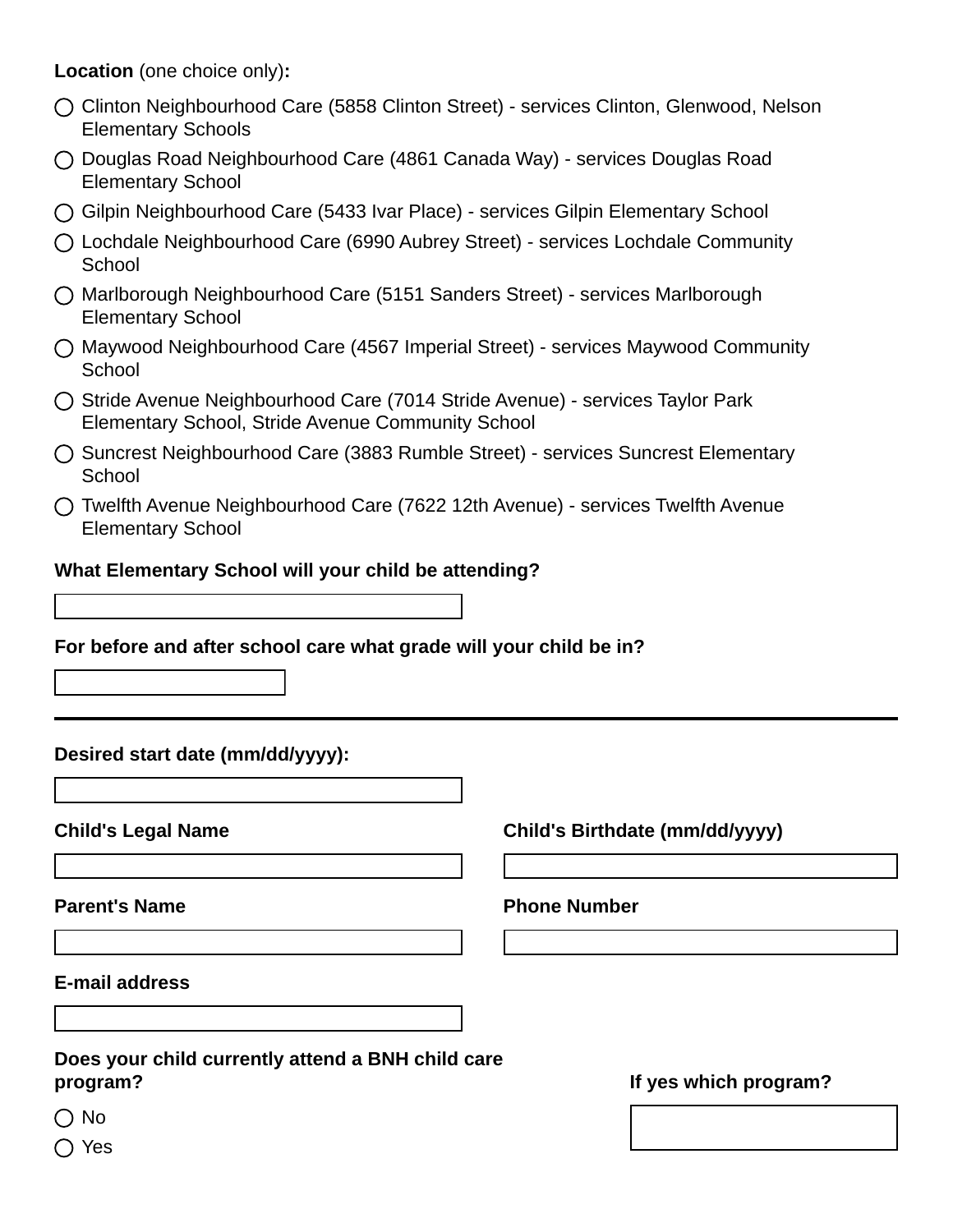**Location** (one choice only)**:**

- ◯ Clinton Neighbourhood Care (5858 Clinton Street) - services Clinton, Glenwood, Nelson Elementary Schools
- ◯ Douglas Road Neighbourhood Care (4861 Canada Way) - services Douglas Road Elementary School
- ◯ Gilpin Neighbourhood Care (5433 Ivar Place) - services Gilpin Elementary School
- ◯ Lochdale Neighbourhood Care (6990 Aubrey Street) - services Lochdale Community School
- ◯ Marlborough Neighbourhood Care (5151 Sanders Street) - services Marlborough Elementary School
- ◯ Maywood Neighbourhood Care (4567 Imperial Street) - services Maywood Community School
- ◯ Stride Avenue Neighbourhood Care (7014 Stride Avenue) - services Taylor Park Elementary School, Stride Avenue Community School
- ◯ Suncrest Neighbourhood Care (3883 Rumble Street) - services Suncrest Elementary School
- ◯ Twelfth Avenue Neighbourhood Care (7622 12th Avenue) - services Twelfth Avenue Elementary School

**What Elementary School will your child be attending?**

\_\_\_\_\_\_\_\_\_\_\_\_\_\_\_\_\_\_\_\_

**For before and after school care what grade will your child be in?**

\_\_\_\_\_\_\_\_\_\_\_\_\_\_\_\_\_\_\_\_

---

**Desired start date (mm/dd/yyyy):**

\_\_\_\_\_\_\_\_\_\_\_\_\_\_\_\_\_\_\_\_

**Child's Legal Name**

\_\_\_\_\_\_\_\_\_\_\_\_\_\_\_\_\_\_\_\_

**Child's Birthdate (mm/dd/yyyy)**

\_\_\_\_\_\_\_\_\_\_\_\_\_\_\_\_\_\_\_\_

**Parent's Name**

\_\_\_\_\_\_\_\_\_\_\_\_\_\_\_\_\_\_\_\_

**Phone Number**

\_\_\_\_\_\_\_\_\_\_\_\_\_\_\_\_\_\_\_\_

**E-mail address**

\_\_\_\_\_\_\_\_\_\_\_\_\_\_\_\_\_\_\_\_

**Does your child currently attend a BNH child care program?**

- ◯ No
- ◯ Yes

**If yes which program?**

\_\_\_\_\_\_\_\_\_\_\_\_\_\_\_\_\_\_\_\_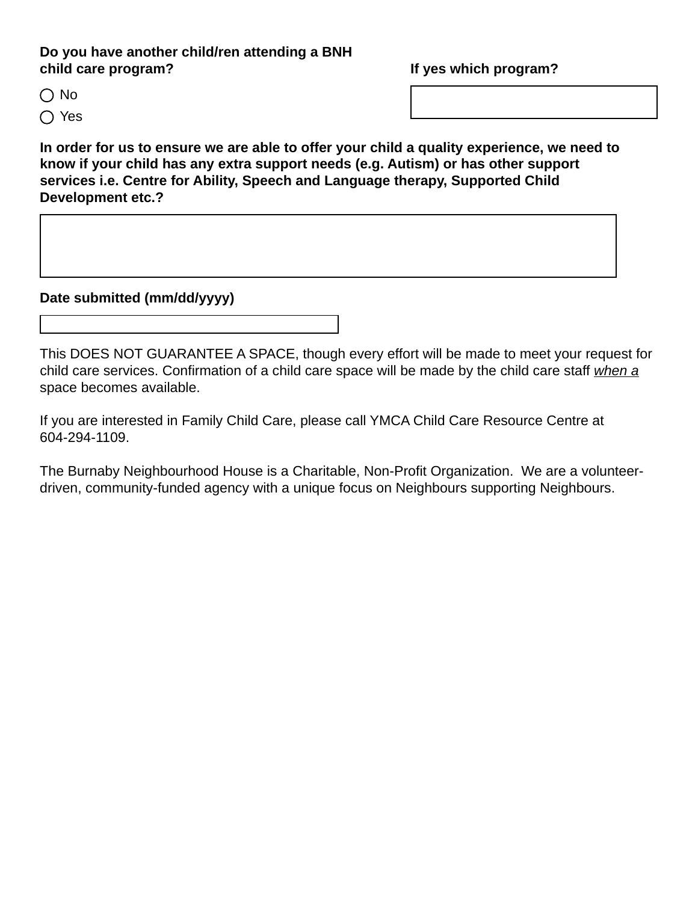**Do you have another child/ren attending a BNH child care program?**

○ No

○ Yes

**If yes which program?**

**In order for us to ensure we are able to offer your child a quality experience, we need to know if your child has any extra support needs (e.g. Autism) or has other support services i.e. Centre for Ability, Speech and Language therapy, Supported Child Development etc.?**

**Date submitted (mm/dd/yyyy)**

This DOES NOT GUARANTEE A SPACE, though every effort will be made to meet your request for child care services. Confirmation of a child care space will be made by the child care staff *when a* space becomes available.

If you are interested in Family Child Care, please call YMCA Child Care Resource Centre at 604-294-1109.

The Burnaby Neighbourhood House is a Charitable, Non-Profit Organization. We are a volunteer-driven, community-funded agency with a unique focus on Neighbours supporting Neighbours.